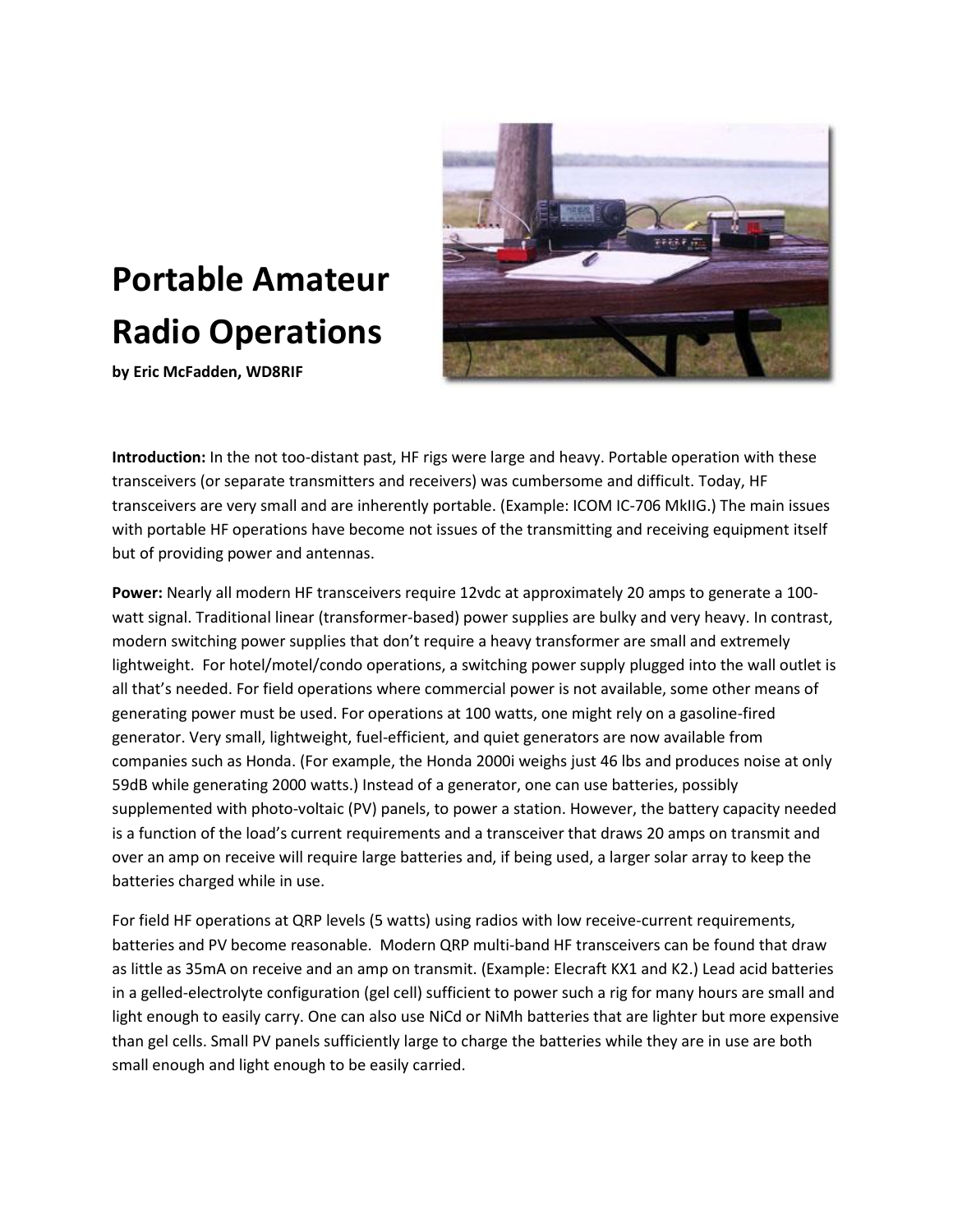# Portable Amateur Radio Operations

**by Eric McFadden, WD8RIF**

**Introduction:** In the not too-distant past, HF rigs were large and heavy. Portable operation with these transceivers (or separate transmitters and receivers) was cumbersome and difficult. Today, HF transceivers are very small and are inherently portable. (Example: ICOM IC-706 MkIIG.) The main issues with portable HF operations have become not issues of the transmitting and receiving equipment itself but of providing power and antennas.

**Power:** Nearly all modern HF transceivers require 12vdc at approximately 20 amps to generate a 100-watt signal. Traditional linear (transformer-based) power supplies are bulky and very heavy. In contrast, modern switching power supplies that don't require a heavy transformer are small and extremely lightweight. For hotel/motel/condo operations, a switching power supply plugged into the wall outlet is all that's needed. For field operations where commercial power is not available, some other means of generating power must be used. For operations at 100 watts, one might rely on a gasoline-fired generator. Very small, lightweight, fuel-efficient, and quiet generators are now available from companies such as Honda. (For example, the Honda 2000i weighs just 46 lbs and produces noise at only 59dB while generating 2000 watts.) Instead of a generator, one can use batteries, possibly supplemented with photo-voltaic (PV) panels, to power a station. However, the battery capacity needed is a function of the load's current requirements and a transceiver that draws 20 amps on transmit and over an amp on receive will require large batteries and, if being used, a larger solar array to keep the batteries charged while in use.

For field HF operations at QRP levels (5 watts) using radios with low receive-current requirements, batteries and PV become reasonable. Modern QRP multi-band HF transceivers can be found that draw as little as 35mA on receive and an amp on transmit. (Example: Elecraft KX1 and K2.) Lead acid batteries in a gelled-electrolyte configuration (gel cell) sufficient to power such a rig for many hours are small and light enough to easily carry. One can also use NiCd or NiMh batteries that are lighter but more expensive than gel cells. Small PV panels sufficiently large to charge the batteries while they are in use are both small enough and light enough to be easily carried.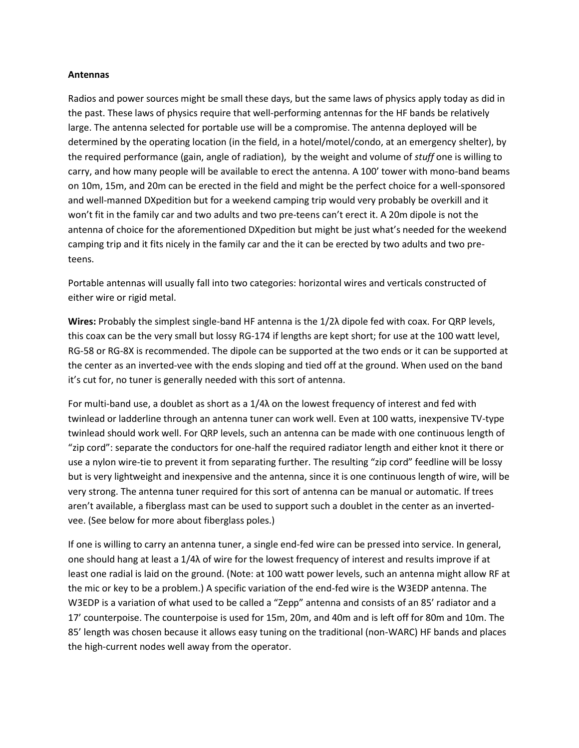**Antennas**

Radios and power sources might be small these days, but the same laws of physics apply today as did in the past. These laws of physics require that well-performing antennas for the HF bands be relatively large. The antenna selected for portable use will be a compromise. The antenna deployed will be determined by the operating location (in the field, in a hotel/motel/condo, at an emergency shelter), by the required performance (gain, angle of radiation), by the weight and volume of *stuff* one is willing to carry, and how many people will be available to erect the antenna. A 100' tower with mono-band beams on 10m, 15m, and 20m can be erected in the field and might be the perfect choice for a well-sponsored and well-manned DXpedition but for a weekend camping trip would very probably be overkill and it won't fit in the family car and two adults and two pre-teens can't erect it. A 20m dipole is not the antenna of choice for the aforementioned DXpedition but might be just what's needed for the weekend camping trip and it fits nicely in the family car and the it can be erected by two adults and two pre-teens.

Portable antennas will usually fall into two categories: horizontal wires and verticals constructed of either wire or rigid metal.

**Wires:** Probably the simplest single-band HF antenna is the 1/2λ dipole fed with coax. For QRP levels, this coax can be the very small but lossy RG-174 if lengths are kept short; for use at the 100 watt level, RG-58 or RG-8X is recommended. The dipole can be supported at the two ends or it can be supported at the center as an inverted-vee with the ends sloping and tied off at the ground. When used on the band it's cut for, no tuner is generally needed with this sort of antenna.

For multi-band use, a doublet as short as a 1/4λ on the lowest frequency of interest and fed with twinlead or ladderline through an antenna tuner can work well. Even at 100 watts, inexpensive TV-type twinlead should work well. For QRP levels, such an antenna can be made with one continuous length of "zip cord": separate the conductors for one-half the required radiator length and either knot it there or use a nylon wire-tie to prevent it from separating further. The resulting "zip cord" feedline will be lossy but is very lightweight and inexpensive and the antenna, since it is one continuous length of wire, will be very strong. The antenna tuner required for this sort of antenna can be manual or automatic. If trees aren't available, a fiberglass mast can be used to support such a doublet in the center as an inverted-vee. (See below for more about fiberglass poles.)

If one is willing to carry an antenna tuner, a single end-fed wire can be pressed into service. In general, one should hang at least a 1/4λ of wire for the lowest frequency of interest and results improve if at least one radial is laid on the ground. (Note: at 100 watt power levels, such an antenna might allow RF at the mic or key to be a problem.) A specific variation of the end-fed wire is the W3EDP antenna. The W3EDP is a variation of what used to be called a "Zepp" antenna and consists of an 85' radiator and a 17' counterpoise. The counterpoise is used for 15m, 20m, and 40m and is left off for 80m and 10m. The 85' length was chosen because it allows easy tuning on the traditional (non-WARC) HF bands and places the high-current nodes well away from the operator.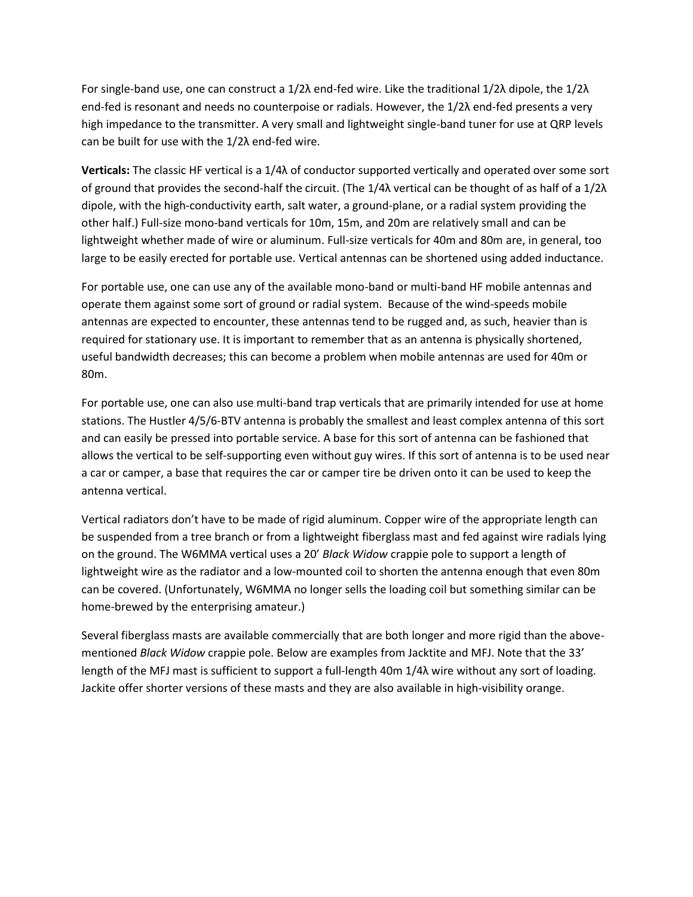For single-band use, one can construct a 1/2λ end-fed wire. Like the traditional 1/2λ dipole, the 1/2λ end-fed is resonant and needs no counterpoise or radials. However, the 1/2λ end-fed presents a very high impedance to the transmitter. A very small and lightweight single-band tuner for use at QRP levels can be built for use with the 1/2λ end-fed wire.

**Verticals:** The classic HF vertical is a 1/4λ of conductor supported vertically and operated over some sort of ground that provides the second-half the circuit. (The 1/4λ vertical can be thought of as half of a 1/2λ dipole, with the high-conductivity earth, salt water, a ground-plane, or a radial system providing the other half.) Full-size mono-band verticals for 10m, 15m, and 20m are relatively small and can be lightweight whether made of wire or aluminum. Full-size verticals for 40m and 80m are, in general, too large to be easily erected for portable use. Vertical antennas can be shortened using added inductance.

For portable use, one can use any of the available mono-band or multi-band HF mobile antennas and operate them against some sort of ground or radial system. Because of the wind-speeds mobile antennas are expected to encounter, these antennas tend to be rugged and, as such, heavier than is required for stationary use. It is important to remember that as an antenna is physically shortened, useful bandwidth decreases; this can become a problem when mobile antennas are used for 40m or 80m.

For portable use, one can also use multi-band trap verticals that are primarily intended for use at home stations. The Hustler 4/5/6-BTV antenna is probably the smallest and least complex antenna of this sort and can easily be pressed into portable service. A base for this sort of antenna can be fashioned that allows the vertical to be self-supporting even without guy wires. If this sort of antenna is to be used near a car or camper, a base that requires the car or camper tire be driven onto it can be used to keep the antenna vertical.

Vertical radiators don't have to be made of rigid aluminum. Copper wire of the appropriate length can be suspended from a tree branch or from a lightweight fiberglass mast and fed against wire radials lying on the ground. The W6MMA vertical uses a 20' *Black Widow* crappie pole to support a length of lightweight wire as the radiator and a low-mounted coil to shorten the antenna enough that even 80m can be covered. (Unfortunately, W6MMA no longer sells the loading coil but something similar can be home-brewed by the enterprising amateur.)

Several fiberglass masts are available commercially that are both longer and more rigid than the above-mentioned *Black Widow* crappie pole. Below are examples from Jacktite and MFJ. Note that the 33' length of the MFJ mast is sufficient to support a full-length 40m 1/4λ wire without any sort of loading. Jackite offer shorter versions of these masts and they are also available in high-visibility orange.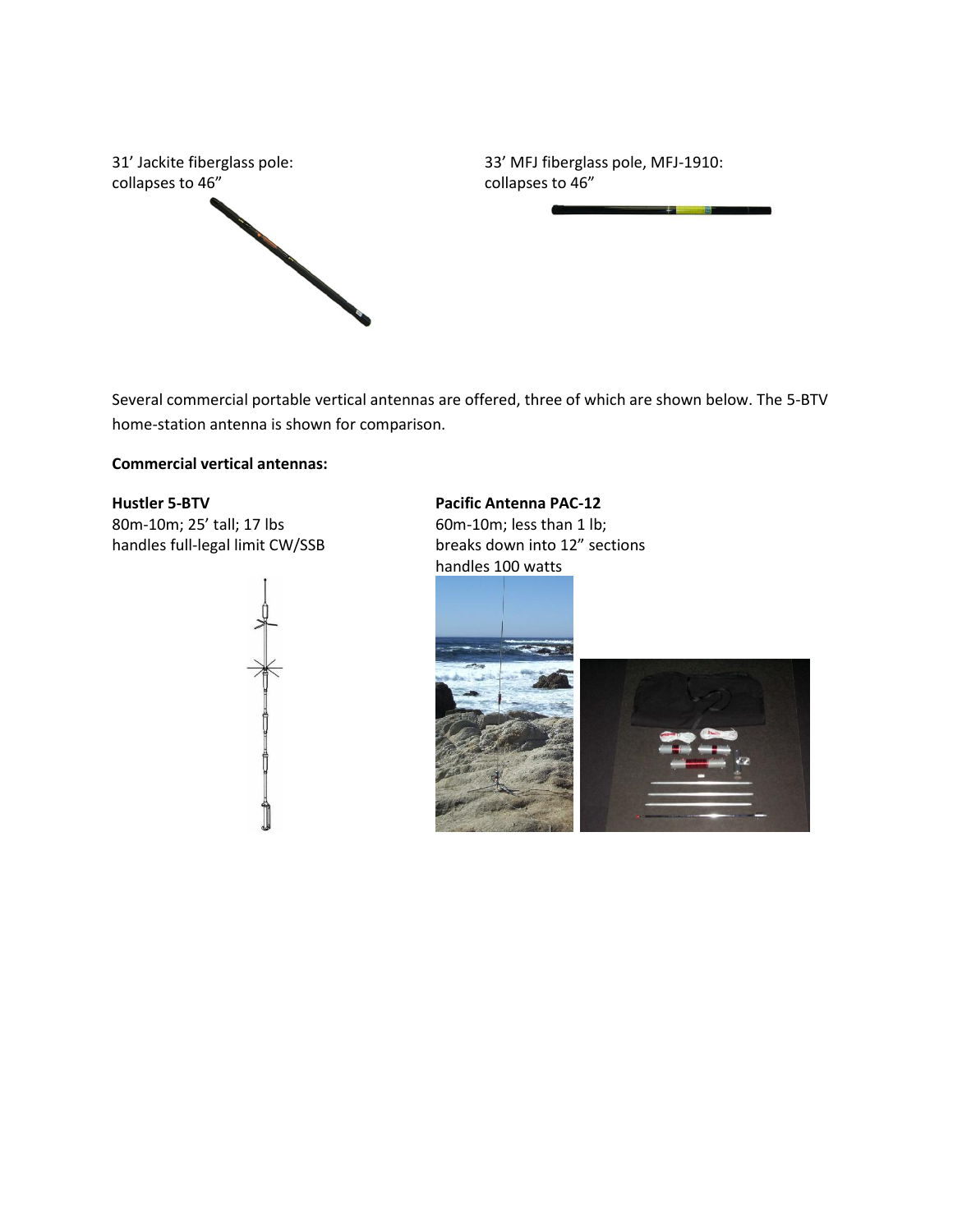31' Jackite fiberglass pole: collapses to 46"

33' MFJ fiberglass pole, MFJ-1910: collapses to 46"

Several commercial portable vertical antennas are offered, three of which are shown below. The 5-BTV home-station antenna is shown for comparison.

**Commercial vertical antennas:**

**Hustler 5-BTV**
80m-10m; 25' tall; 17 lbs
handles full-legal limit CW/SSB

**Pacific Antenna PAC-12**
60m-10m; less than 1 lb;
breaks down into 12" sections
handles 100 watts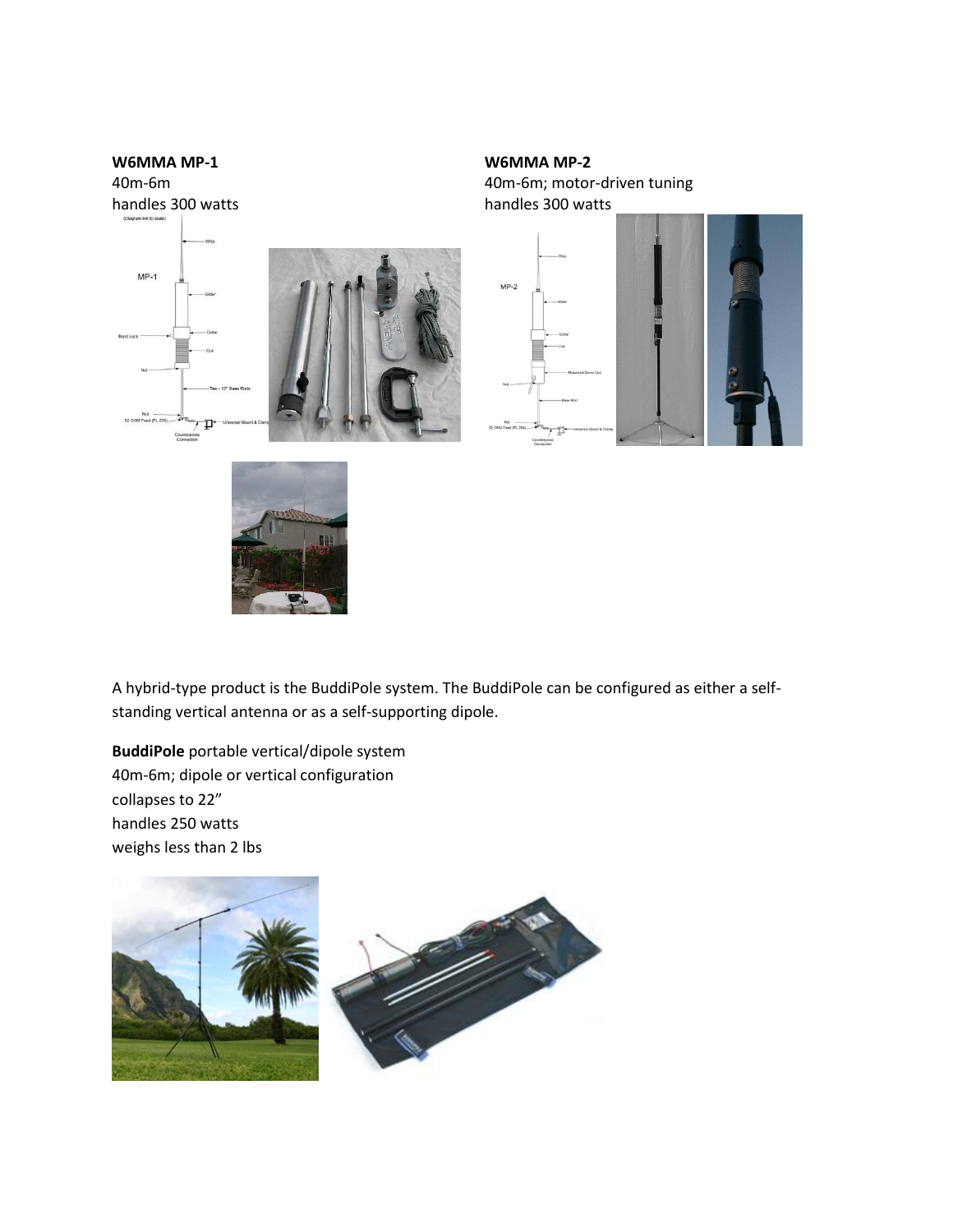**W6MMA MP-1**
40m-6m
handles 300 watts

**W6MMA MP-2**
40m-6m; motor-driven tuning
handles 300 watts

A hybrid-type product is the BuddiPole system. The BuddiPole can be configured as either a self-standing vertical antenna or as a self-supporting dipole.

**BuddiPole** portable vertical/dipole system
40m-6m; dipole or vertical configuration
collapses to 22"
handles 250 watts
weighs less than 2 lbs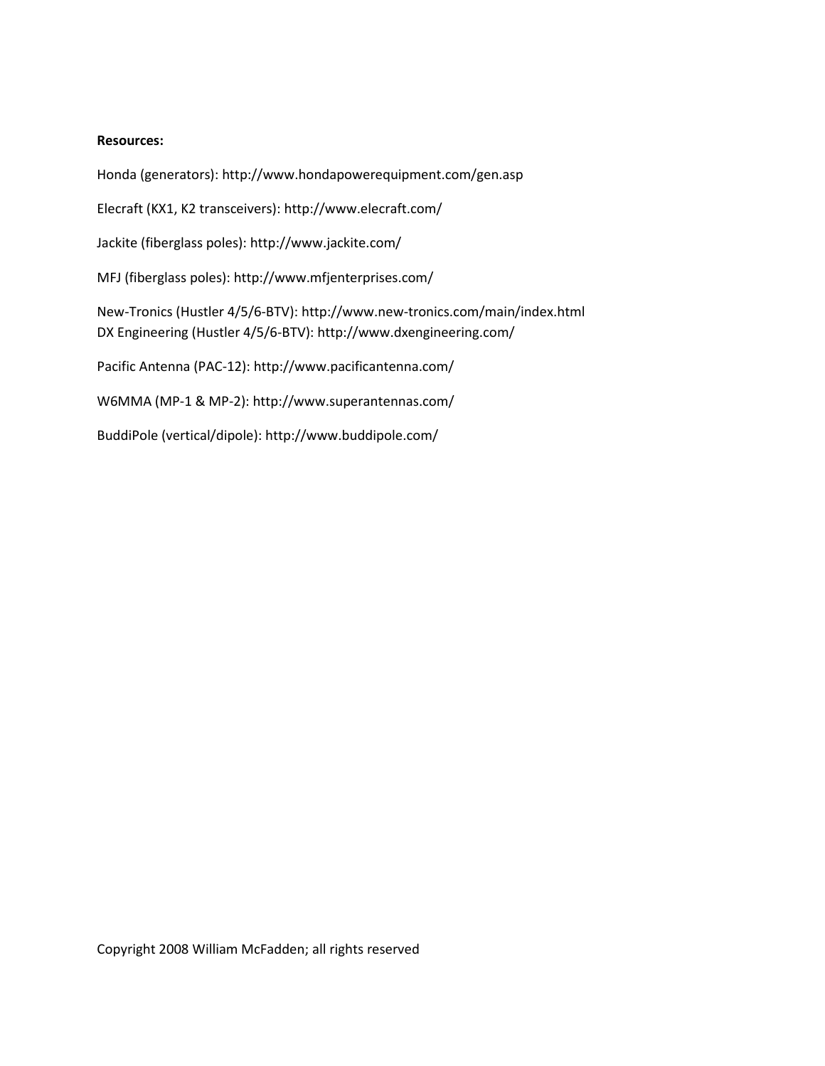**Resources:**

Honda (generators): http://www.hondapowerequipment.com/gen.asp

Elecraft (KX1, K2 transceivers): http://www.elecraft.com/

Jackite (fiberglass poles): http://www.jackite.com/

MFJ (fiberglass poles): http://www.mfjenterprises.com/

New-Tronics (Hustler 4/5/6-BTV): http://www.new-tronics.com/main/index.html
DX Engineering (Hustler 4/5/6-BTV): http://www.dxengineering.com/

Pacific Antenna (PAC-12): http://www.pacificantenna.com/

W6MMA (MP-1 & MP-2): http://www.superantennas.com/

BuddiPole (vertical/dipole): http://www.buddipole.com/

Copyright 2008 William McFadden; all rights reserved